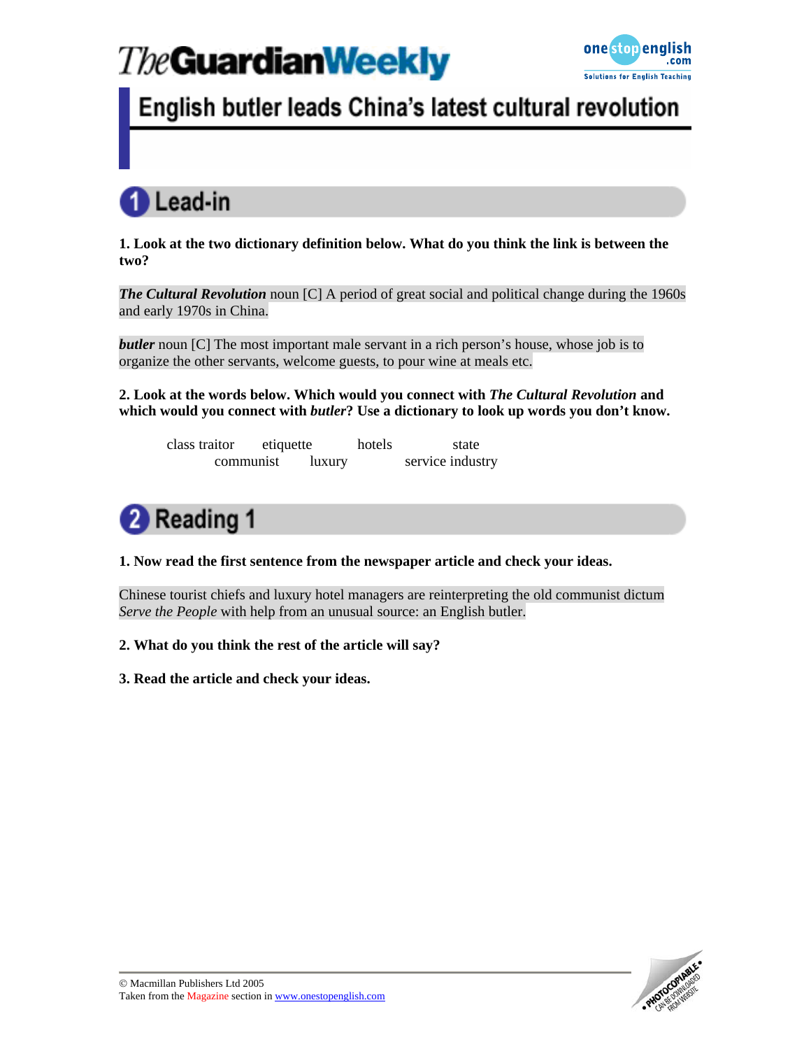# English butler leads China's latest cultural revolution

## 1 Lead-in

**1. Look at the two dictionary definition below. What do you think the link is between the two?**

***The Cultural Revolution*** noun [C] A period of great social and political change during the 1960s and early 1970s in China.

***butler*** noun [C] The most important male servant in a rich person's house, whose job is to organize the other servants, welcome guests, to pour wine at meals etc.

**2. Look at the words below. Which would you connect with *The Cultural Revolution* and which would you connect with *butler*? Use a dictionary to look up words you don't know.**

class traitor    etiquette    hotels    state
communist    luxury    service industry

## 2 Reading 1

**1. Now read the first sentence from the newspaper article and check your ideas.**

Chinese tourist chiefs and luxury hotel managers are reinterpreting the old communist dictum *Serve the People* with help from an unusual source: an English butler.

**2. What do you think the rest of the article will say?**

**3. Read the article and check your ideas.**

© Macmillan Publishers Ltd 2005
Taken from the Magazine section in www.onestopenglish.com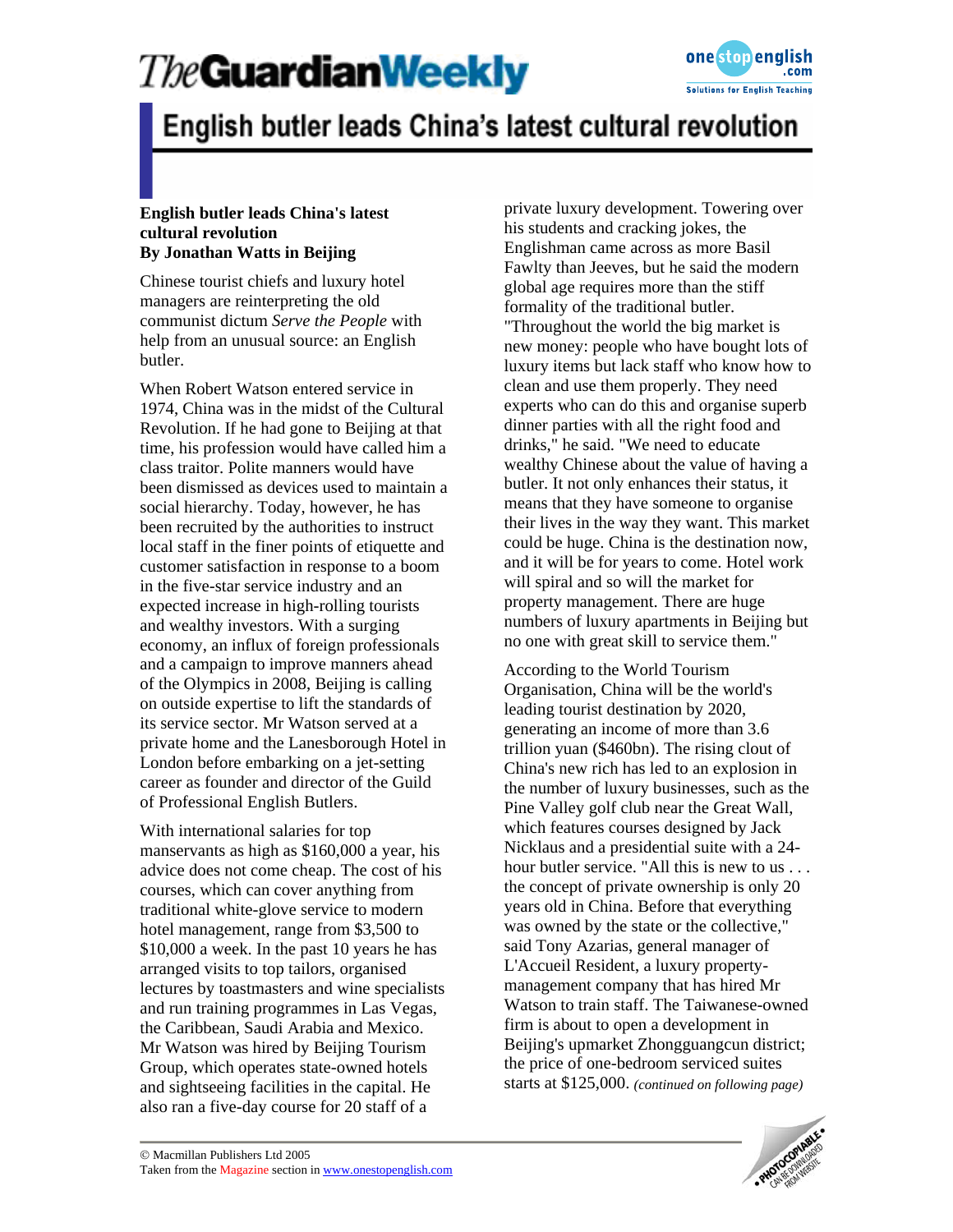# English butler leads China's latest cultural revolution

**English butler leads China's latest cultural revolution**
**By Jonathan Watts in Beijing**

Chinese tourist chiefs and luxury hotel managers are reinterpreting the old communist dictum *Serve the People* with help from an unusual source: an English butler.

When Robert Watson entered service in 1974, China was in the midst of the Cultural Revolution. If he had gone to Beijing at that time, his profession would have called him a class traitor. Polite manners would have been dismissed as devices used to maintain a social hierarchy. Today, however, he has been recruited by the authorities to instruct local staff in the finer points of etiquette and customer satisfaction in response to a boom in the five-star service industry and an expected increase in high-rolling tourists and wealthy investors. With a surging economy, an influx of foreign professionals and a campaign to improve manners ahead of the Olympics in 2008, Beijing is calling on outside expertise to lift the standards of its service sector. Mr Watson served at a private home and the Lanesborough Hotel in London before embarking on a jet-setting career as founder and director of the Guild of Professional English Butlers.

With international salaries for top manservants as high as $160,000 a year, his advice does not come cheap. The cost of his courses, which can cover anything from traditional white-glove service to modern hotel management, range from $3,500 to $10,000 a week. In the past 10 years he has arranged visits to top tailors, organised lectures by toastmasters and wine specialists and run training programmes in Las Vegas, the Caribbean, Saudi Arabia and Mexico. Mr Watson was hired by Beijing Tourism Group, which operates state-owned hotels and sightseeing facilities in the capital. He also ran a five-day course for 20 staff of a private luxury development. Towering over his students and cracking jokes, the Englishman came across as more Basil Fawlty than Jeeves, but he said the modern global age requires more than the stiff formality of the traditional butler. "Throughout the world the big market is new money: people who have bought lots of luxury items but lack staff who know how to clean and use them properly. They need experts who can do this and organise superb dinner parties with all the right food and drinks," he said. "We need to educate wealthy Chinese about the value of having a butler. It not only enhances their status, it means that they have someone to organise their lives in the way they want. This market could be huge. China is the destination now, and it will be for years to come. Hotel work will spiral and so will the market for property management. There are huge numbers of luxury apartments in Beijing but no one with great skill to service them."

According to the World Tourism Organisation, China will be the world's leading tourist destination by 2020, generating an income of more than 3.6 trillion yuan ($460bn). The rising clout of China's new rich has led to an explosion in the number of luxury businesses, such as the Pine Valley golf club near the Great Wall, which features courses designed by Jack Nicklaus and a presidential suite with a 24-hour butler service. "All this is new to us . . . the concept of private ownership is only 20 years old in China. Before that everything was owned by the state or the collective," said Tony Azarias, general manager of L'Accueil Resident, a luxury property-management company that has hired Mr Watson to train staff. The Taiwanese-owned firm is about to open a development in Beijing's upmarket Zhongguangcun district; the price of one-bedroom serviced suites starts at $125,000. *(continued on following page)*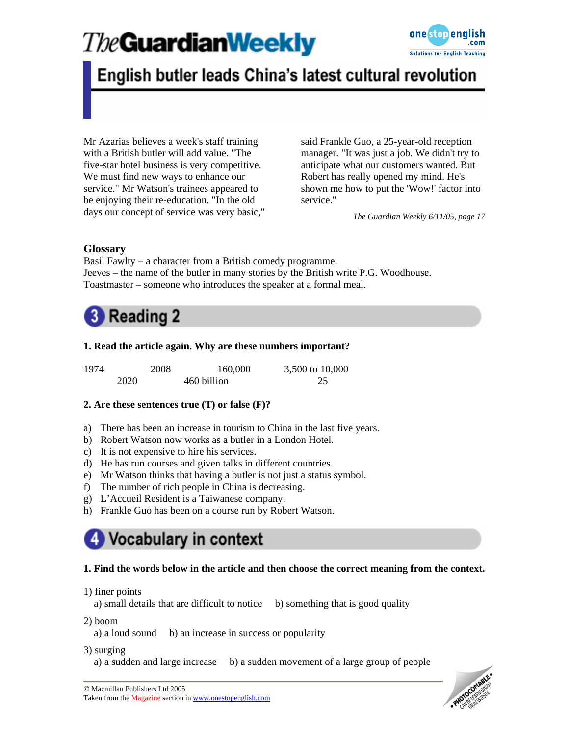# English butler leads China's latest cultural revolution

Mr Azarias believes a week's staff training with a British butler will add value. "The five-star hotel business is very competitive. We must find new ways to enhance our service." Mr Watson's trainees appeared to be enjoying their re-education. "In the old days our concept of service was very basic," said Frankle Guo, a 25-year-old reception manager. "It was just a job. We didn't try to anticipate what our customers wanted. But Robert has really opened my mind. He's shown me how to put the 'Wow!' factor into service."

*The Guardian Weekly 6/11/05, page 17*

**Glossary**

Basil Fawlty – a character from a British comedy programme.
Jeeves – the name of the butler in many stories by the British write P.G. Woodhouse.
Toastmaster – someone who introduces the speaker at a formal meal.

## 3 Reading 2

**1. Read the article again. Why are these numbers important?**

1974 &nbsp;&nbsp; 2008 &nbsp;&nbsp; 160,000 &nbsp;&nbsp; 3,500 to 10,000 &nbsp;&nbsp; 2020 &nbsp;&nbsp; 460 billion &nbsp;&nbsp; 25

**2. Are these sentences true (T) or false (F)?**

a) There has been an increase in tourism to China in the last five years.
b) Robert Watson now works as a butler in a London Hotel.
c) It is not expensive to hire his services.
d) He has run courses and given talks in different countries.
e) Mr Watson thinks that having a butler is not just a status symbol.
f) The number of rich people in China is decreasing.
g) L'Accueil Resident is a Taiwanese company.
h) Frankle Guo has been on a course run by Robert Watson.

## 4 Vocabulary in context

**1. Find the words below in the article and then choose the correct meaning from the context.**

1) finer points
   a) small details that are difficult to notice &nbsp;&nbsp; b) something that is good quality

2) boom
   a) a loud sound &nbsp;&nbsp; b) an increase in success or popularity

3) surging
   a) a sudden and large increase &nbsp;&nbsp; b) a sudden movement of a large group of people

© Macmillan Publishers Ltd 2005
Taken from the Magazine section in www.onestopenglish.com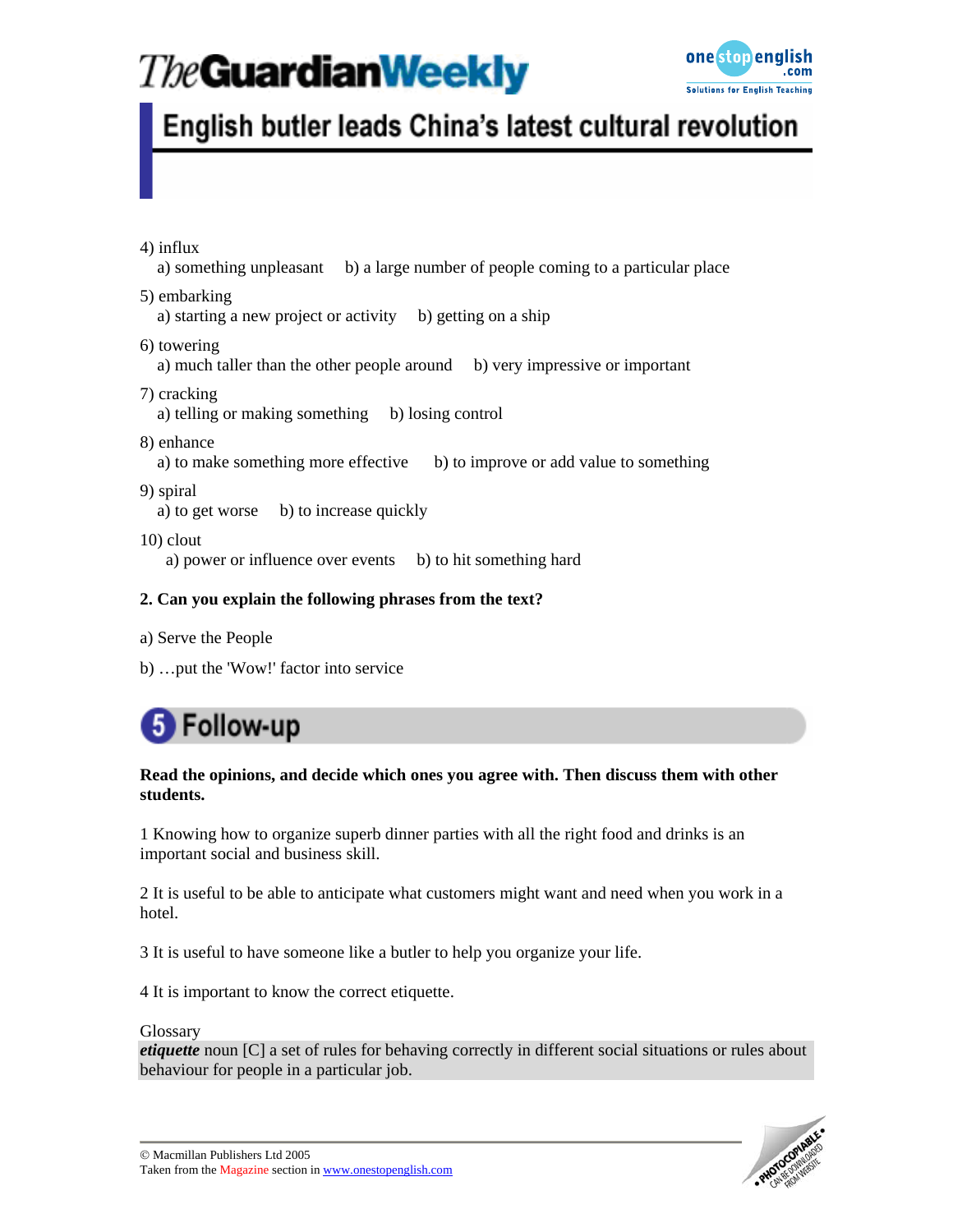# English butler leads China's latest cultural revolution

4) influx
   a) something unpleasant   b) a large number of people coming to a particular place

5) embarking
   a) starting a new project or activity   b) getting on a ship

6) towering
   a) much taller than the other people around   b) very impressive or important

7) cracking
   a) telling or making something   b) losing control

8) enhance
   a) to make something more effective   b) to improve or add value to something

9) spiral
   a) to get worse   b) to increase quickly

10) clout
   a) power or influence over events   b) to hit something hard

**2. Can you explain the following phrases from the text?**

a) Serve the People

b) …put the 'Wow!' factor into service

## 5 Follow-up

**Read the opinions, and decide which ones you agree with. Then discuss them with other students.**

1 Knowing how to organize superb dinner parties with all the right food and drinks is an important social and business skill.

2 It is useful to be able to anticipate what customers might want and need when you work in a hotel.

3 It is useful to have someone like a butler to help you organize your life.

4 It is important to know the correct etiquette.

Glossary
***etiquette*** noun [C] a set of rules for behaving correctly in different social situations or rules about behaviour for people in a particular job.

© Macmillan Publishers Ltd 2005
Taken from the Magazine section in www.onestopenglish.com